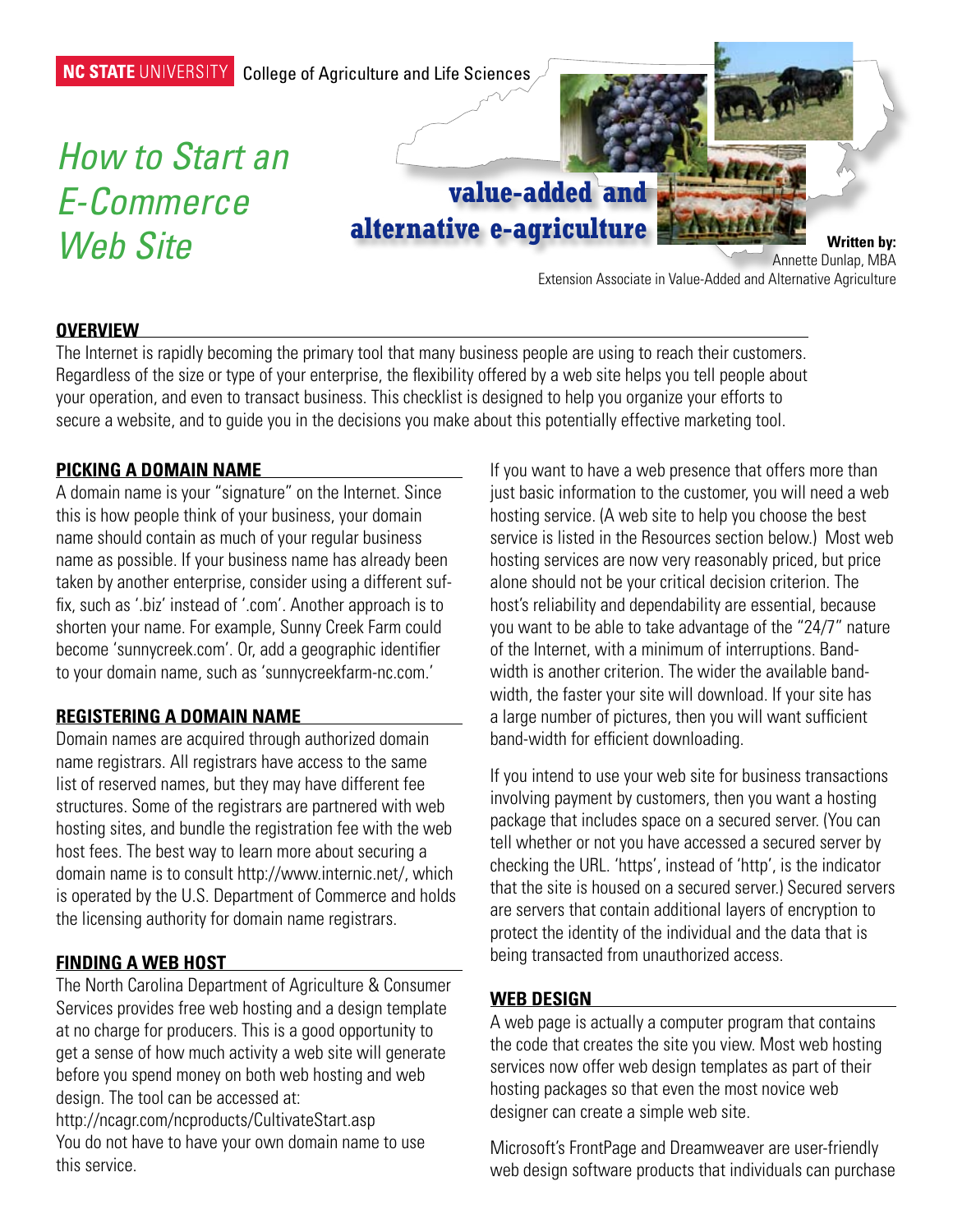NC STATE UNIVERSITY College of Agriculture and Life Sciences

# *How to Start an E-Commerce Web Site*

**value-added and alternative e-agriculture**

**Written by:**
Annette Dunlap, MBA
Extension Associate in Value-Added and Alternative Agriculture

## OVERVIEW

The Internet is rapidly becoming the primary tool that many business people are using to reach their customers. Regardless of the size or type of your enterprise, the flexibility offered by a web site helps you tell people about your operation, and even to transact business. This checklist is designed to help you organize your efforts to secure a website, and to guide you in the decisions you make about this potentially effective marketing tool.

## PICKING A DOMAIN NAME

A domain name is your "signature" on the Internet. Since this is how people think of your business, your domain name should contain as much of your regular business name as possible. If your business name has already been taken by another enterprise, consider using a different suffix, such as '.biz' instead of '.com'. Another approach is to shorten your name. For example, Sunny Creek Farm could become 'sunnycreek.com'. Or, add a geographic identifier to your domain name, such as 'sunnycreekfarm-nc.com.'

## REGISTERING A DOMAIN NAME

Domain names are acquired through authorized domain name registrars. All registrars have access to the same list of reserved names, but they may have different fee structures. Some of the registrars are partnered with web hosting sites, and bundle the registration fee with the web host fees. The best way to learn more about securing a domain name is to consult http://www.internic.net/, which is operated by the U.S. Department of Commerce and holds the licensing authority for domain name registrars.

## FINDING A WEB HOST

The North Carolina Department of Agriculture & Consumer Services provides free web hosting and a design template at no charge for producers. This is a good opportunity to get a sense of how much activity a web site will generate before you spend money on both web hosting and web design. The tool can be accessed at:
http://ncagr.com/ncproducts/CultivateStart.asp
You do not have to have your own domain name to use this service.

If you want to have a web presence that offers more than just basic information to the customer, you will need a web hosting service. (A web site to help you choose the best service is listed in the Resources section below.) Most web hosting services are now very reasonably priced, but price alone should not be your critical decision criterion. The host's reliability and dependability are essential, because you want to be able to take advantage of the "24/7" nature of the Internet, with a minimum of interruptions. Band-width is another criterion. The wider the available band-width, the faster your site will download. If your site has a large number of pictures, then you will want sufficient band-width for efficient downloading.

If you intend to use your web site for business transactions involving payment by customers, then you want a hosting package that includes space on a secured server. (You can tell whether or not you have accessed a secured server by checking the URL. 'https', instead of 'http', is the indicator that the site is housed on a secured server.) Secured servers are servers that contain additional layers of encryption to protect the identity of the individual and the data that is being transacted from unauthorized access.

## WEB DESIGN

A web page is actually a computer program that contains the code that creates the site you view. Most web hosting services now offer web design templates as part of their hosting packages so that even the most novice web designer can create a simple web site.

Microsoft's FrontPage and Dreamweaver are user-friendly web design software products that individuals can purchase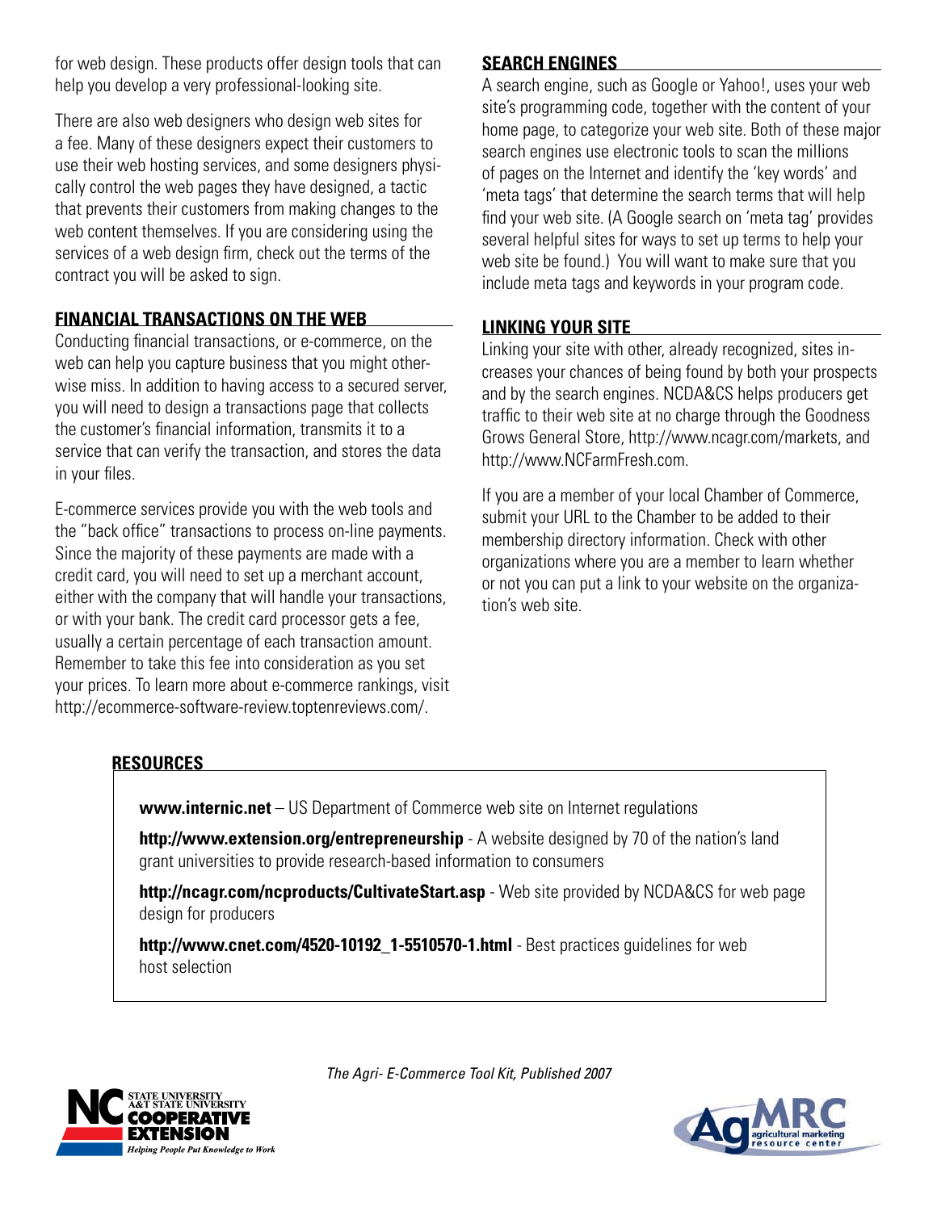for web design. These products offer design tools that can help you develop a very professional-looking site.

There are also web designers who design web sites for a fee. Many of these designers expect their customers to use their web hosting services, and some designers physically control the web pages they have designed, a tactic that prevents their customers from making changes to the web content themselves. If you are considering using the services of a web design firm, check out the terms of the contract you will be asked to sign.

## FINANCIAL TRANSACTIONS ON THE WEB

Conducting financial transactions, or e-commerce, on the web can help you capture business that you might otherwise miss. In addition to having access to a secured server, you will need to design a transactions page that collects the customer's financial information, transmits it to a service that can verify the transaction, and stores the data in your files.

E-commerce services provide you with the web tools and the "back office" transactions to process on-line payments. Since the majority of these payments are made with a credit card, you will need to set up a merchant account, either with the company that will handle your transactions, or with your bank. The credit card processor gets a fee, usually a certain percentage of each transaction amount. Remember to take this fee into consideration as you set your prices. To learn more about e-commerce rankings, visit http://ecommerce-software-review.toptenreviews.com/.

## SEARCH ENGINES

A search engine, such as Google or Yahoo!, uses your web site's programming code, together with the content of your home page, to categorize your web site. Both of these major search engines use electronic tools to scan the millions of pages on the Internet and identify the 'key words' and 'meta tags' that determine the search terms that will help find your web site. (A Google search on 'meta tag' provides several helpful sites for ways to set up terms to help your web site be found.) You will want to make sure that you include meta tags and keywords in your program code.

## LINKING YOUR SITE

Linking your site with other, already recognized, sites increases your chances of being found by both your prospects and by the search engines. NCDA&CS helps producers get traffic to their web site at no charge through the Goodness Grows General Store, http://www.ncagr.com/markets, and http://www.NCFarmFresh.com.

If you are a member of your local Chamber of Commerce, submit your URL to the Chamber to be added to their membership directory information. Check with other organizations where you are a member to learn whether or not you can put a link to your website on the organization's web site.

## RESOURCES

**www.internic.net** – US Department of Commerce web site on Internet regulations

**http://www.extension.org/entrepreneurship** - A website designed by 70 of the nation's land grant universities to provide research-based information to consumers

**http://ncagr.com/ncproducts/CultivateStart.asp** - Web site provided by NCDA&CS for web page design for producers

**http://www.cnet.com/4520-10192_1-5510570-1.html** - Best practices guidelines for web host selection

*The Agri- E-Commerce Tool Kit, Published 2007*

NC State University / A&T State University Cooperative Extension — Helping People Put Knowledge to Work

AgMRC agricultural marketing resource center